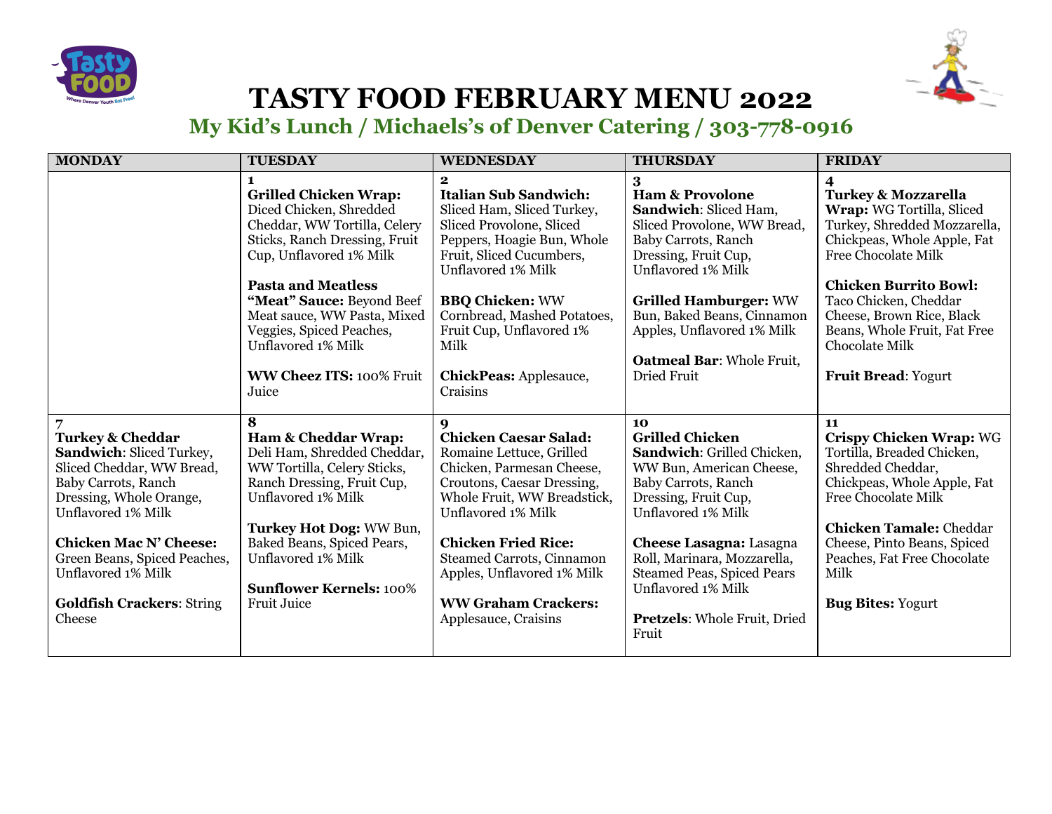# TASTY FOOD FEBRUARY MENU 2022

## My Kid's Lunch / Michaels's of Denver Catering / 303-778-0916

| MONDAY | TUESDAY | WEDNESDAY | THURSDAY | FRIDAY |
|---|---|---|---|---|
| | 1<br>**Grilled Chicken Wrap:** Diced Chicken, Shredded Cheddar, WW Tortilla, Celery Sticks, Ranch Dressing, Fruit Cup, Unflavored 1% Milk<br><br>**Pasta and Meatless "Meat" Sauce:** Beyond Beef Meat sauce, WW Pasta, Mixed Veggies, Spiced Peaches, Unflavored 1% Milk<br><br>**WW Cheez ITS:** 100% Fruit Juice | 2<br>**Italian Sub Sandwich:** Sliced Ham, Sliced Turkey, Sliced Provolone, Sliced Peppers, Hoagie Bun, Whole Fruit, Sliced Cucumbers, Unflavored 1% Milk<br><br>**BBQ Chicken:** WW Cornbread, Mashed Potatoes, Fruit Cup, Unflavored 1% Milk<br><br>**ChickPeas:** Applesauce, Craisins | 3<br>**Ham & Provolone Sandwich**: Sliced Ham, Sliced Provolone, WW Bread, Baby Carrots, Ranch Dressing, Fruit Cup, Unflavored 1% Milk<br><br>**Grilled Hamburger:** WW Bun, Baked Beans, Cinnamon Apples, Unflavored 1% Milk<br><br>**Oatmeal Bar**: Whole Fruit, Dried Fruit | 4<br>**Turkey & Mozzarella Wrap:** WG Tortilla, Sliced Turkey, Shredded Mozzarella, Chickpeas, Whole Apple, Fat Free Chocolate Milk<br><br>**Chicken Burrito Bowl:** Taco Chicken, Cheddar Cheese, Brown Rice, Black Beans, Whole Fruit, Fat Free Chocolate Milk<br><br>**Fruit Bread**: Yogurt |
| 7<br>**Turkey & Cheddar Sandwich**: Sliced Turkey, Sliced Cheddar, WW Bread, Baby Carrots, Ranch Dressing, Whole Orange, Unflavored 1% Milk<br><br>**Chicken Mac N' Cheese:** Green Beans, Spiced Peaches, Unflavored 1% Milk<br><br>**Goldfish Crackers**: String Cheese | 8<br>**Ham & Cheddar Wrap:** Deli Ham, Shredded Cheddar, WW Tortilla, Celery Sticks, Ranch Dressing, Fruit Cup, Unflavored 1% Milk<br><br>**Turkey Hot Dog:** WW Bun, Baked Beans, Spiced Pears, Unflavored 1% Milk<br><br>**Sunflower Kernels:** 100% Fruit Juice | 9<br>**Chicken Caesar Salad:** Romaine Lettuce, Grilled Chicken, Parmesan Cheese, Croutons, Caesar Dressing, Whole Fruit, WW Breadstick, Unflavored 1% Milk<br><br>**Chicken Fried Rice:** Steamed Carrots, Cinnamon Apples, Unflavored 1% Milk<br><br>**WW Graham Crackers:** Applesauce, Craisins | 10<br>**Grilled Chicken Sandwich**: Grilled Chicken, WW Bun, American Cheese, Baby Carrots, Ranch Dressing, Fruit Cup, Unflavored 1% Milk<br><br>**Cheese Lasagna:** Lasagna Roll, Marinara, Mozzarella, Steamed Peas, Spiced Pears Unflavored 1% Milk<br><br>**Pretzels**: Whole Fruit, Dried Fruit | 11<br>**Crispy Chicken Wrap:** WG Tortilla, Breaded Chicken, Shredded Cheddar, Chickpeas, Whole Apple, Fat Free Chocolate Milk<br><br>**Chicken Tamale:** Cheddar Cheese, Pinto Beans, Spiced Peaches, Fat Free Chocolate Milk<br><br>**Bug Bites:** Yogurt |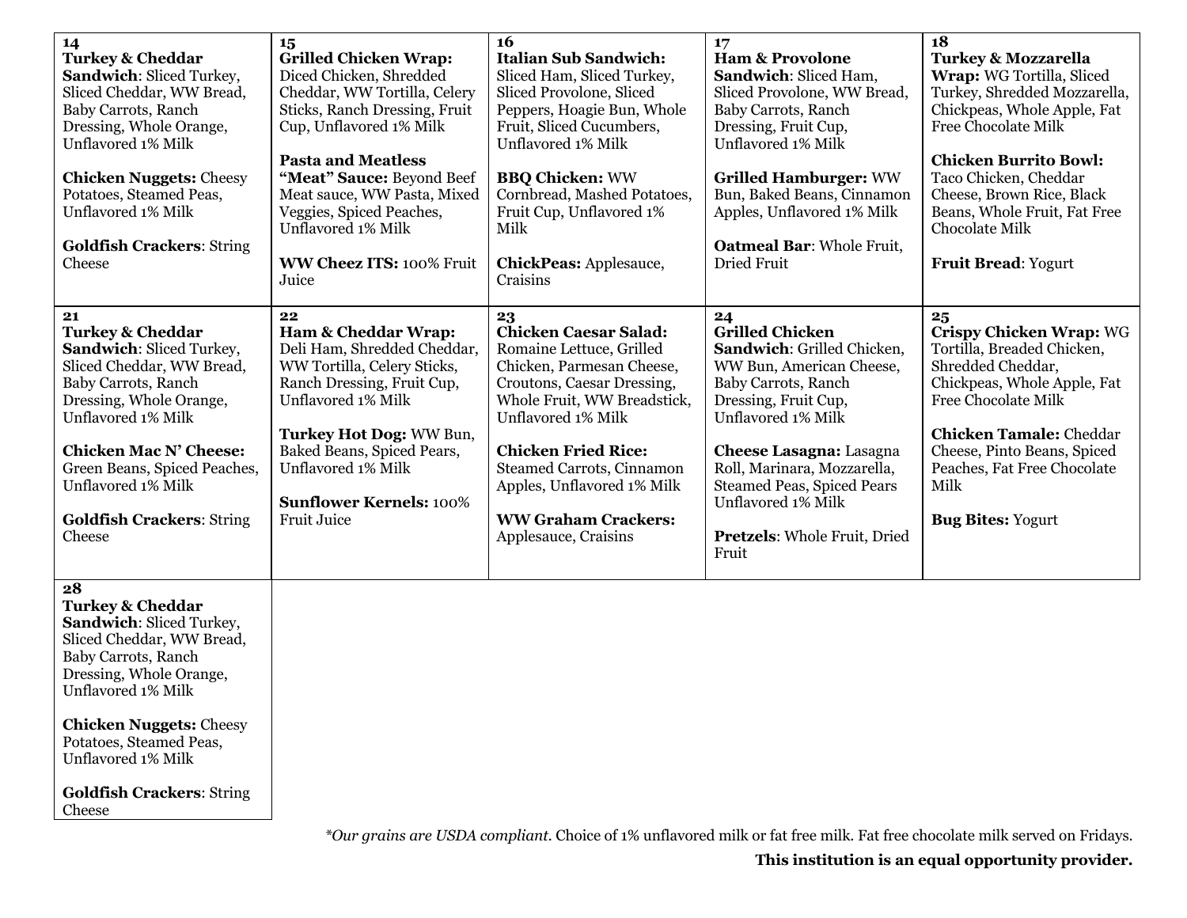| | | | | |
|---|---|---|---|---|
| 14<br>**Turkey & Cheddar Sandwich**: Sliced Turkey, Sliced Cheddar, WW Bread, Baby Carrots, Ranch Dressing, Whole Orange, Unflavored 1% Milk<br><br>**Chicken Nuggets:** Cheesy Potatoes, Steamed Peas, Unflavored 1% Milk<br><br>**Goldfish Crackers**: String Cheese | 15<br>**Grilled Chicken Wrap:** Diced Chicken, Shredded Cheddar, WW Tortilla, Celery Sticks, Ranch Dressing, Fruit Cup, Unflavored 1% Milk<br><br>**Pasta and Meatless "Meat" Sauce:** Beyond Beef Meat sauce, WW Pasta, Mixed Veggies, Spiced Peaches, Unflavored 1% Milk<br><br>**WW Cheez ITS:** 100% Fruit Juice | 16<br>**Italian Sub Sandwich:** Sliced Ham, Sliced Turkey, Sliced Provolone, Sliced Peppers, Hoagie Bun, Whole Fruit, Sliced Cucumbers, Unflavored 1% Milk<br><br>**BBQ Chicken:** WW Cornbread, Mashed Potatoes, Fruit Cup, Unflavored 1% Milk<br><br>**ChickPeas:** Applesauce, Craisins | 17<br>**Ham & Provolone Sandwich**: Sliced Ham, Sliced Provolone, WW Bread, Baby Carrots, Ranch Dressing, Fruit Cup, Unflavored 1% Milk<br><br>**Grilled Hamburger:** WW Bun, Baked Beans, Cinnamon Apples, Unflavored 1% Milk<br><br>**Oatmeal Bar**: Whole Fruit, Dried Fruit | 18<br>**Turkey & Mozzarella Wrap:** WG Tortilla, Sliced Turkey, Shredded Mozzarella, Chickpeas, Whole Apple, Fat Free Chocolate Milk<br><br>**Chicken Burrito Bowl:** Taco Chicken, Cheddar Cheese, Brown Rice, Black Beans, Whole Fruit, Fat Free Chocolate Milk<br><br>**Fruit Bread**: Yogurt |
| 21<br>**Turkey & Cheddar Sandwich**: Sliced Turkey, Sliced Cheddar, WW Bread, Baby Carrots, Ranch Dressing, Whole Orange, Unflavored 1% Milk<br><br>**Chicken Mac N' Cheese:** Green Beans, Spiced Peaches, Unflavored 1% Milk<br><br>**Goldfish Crackers**: String Cheese | 22<br>**Ham & Cheddar Wrap:** Deli Ham, Shredded Cheddar, WW Tortilla, Celery Sticks, Ranch Dressing, Fruit Cup, Unflavored 1% Milk<br><br>**Turkey Hot Dog:** WW Bun, Baked Beans, Spiced Pears, Unflavored 1% Milk<br><br>**Sunflower Kernels:** 100% Fruit Juice | 23<br>**Chicken Caesar Salad:** Romaine Lettuce, Grilled Chicken, Parmesan Cheese, Croutons, Caesar Dressing, Whole Fruit, WW Breadstick, Unflavored 1% Milk<br><br>**Chicken Fried Rice:** Steamed Carrots, Cinnamon Apples, Unflavored 1% Milk<br><br>**WW Graham Crackers:** Applesauce, Craisins | 24<br>**Grilled Chicken Sandwich**: Grilled Chicken, WW Bun, American Cheese, Baby Carrots, Ranch Dressing, Fruit Cup, Unflavored 1% Milk<br><br>**Cheese Lasagna:** Lasagna Roll, Marinara, Mozzarella, Steamed Peas, Spiced Pears Unflavored 1% Milk<br><br>**Pretzels**: Whole Fruit, Dried Fruit | 25<br>**Crispy Chicken Wrap:** WG Tortilla, Breaded Chicken, Shredded Cheddar, Chickpeas, Whole Apple, Fat Free Chocolate Milk<br><br>**Chicken Tamale:** Cheddar Cheese, Pinto Beans, Spiced Peaches, Fat Free Chocolate Milk<br><br>**Bug Bites:** Yogurt |
| 28<br>**Turkey & Cheddar Sandwich**: Sliced Turkey, Sliced Cheddar, WW Bread, Baby Carrots, Ranch Dressing, Whole Orange, Unflavored 1% Milk<br><br>**Chicken Nuggets:** Cheesy Potatoes, Steamed Peas, Unflavored 1% Milk<br><br>**Goldfish Crackers**: String Cheese | | | | |

*\*Our grains are USDA compliant.* Choice of 1% unflavored milk or fat free milk. Fat free chocolate milk served on Fridays.

**This institution is an equal opportunity provider.**